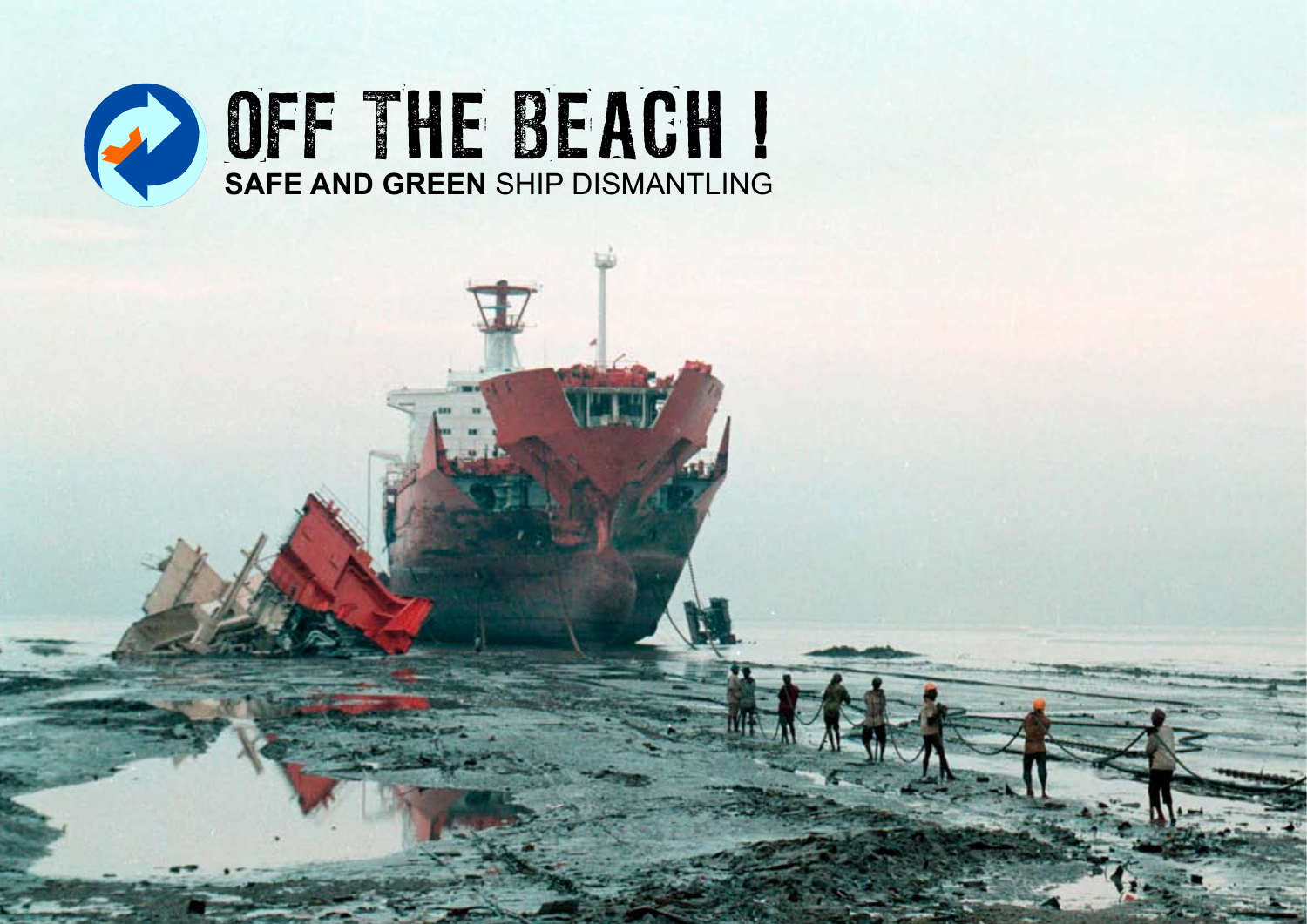# OFF THE BEACH !

**SAFE AND GREEN** SHIP DISMANTLING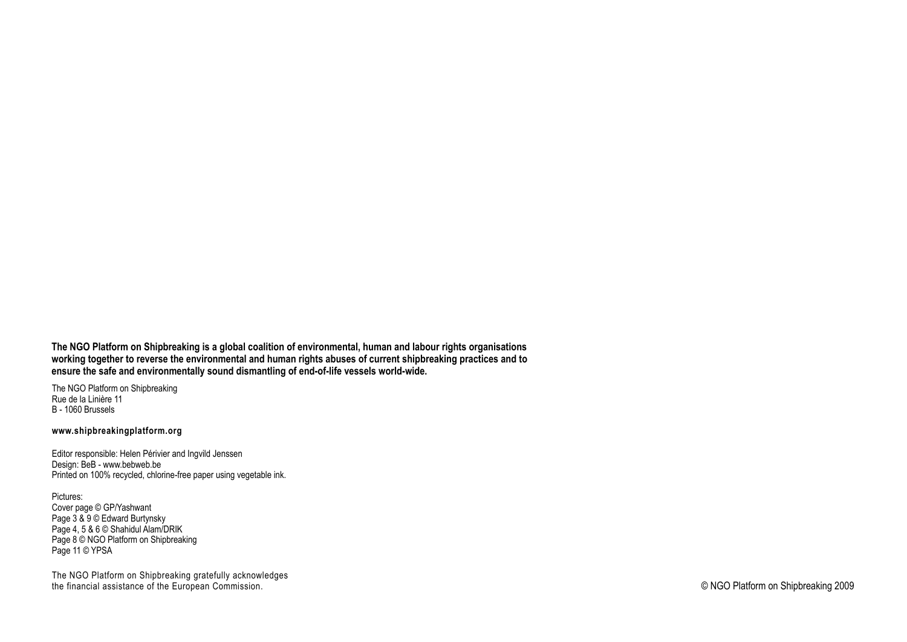**The NGO Platform on Shipbreaking is a global coalition of environmental, human and labour rights organisations working together to reverse the environmental and human rights abuses of current shipbreaking practices and to ensure the safe and environmentally sound dismantling of end-of-life vessels world-wide.**

The NGO Platform on Shipbreaking
Rue de la Linière 11
B - 1060 Brussels

**www.shipbreakingplatform.org**

Editor responsible: Helen Périvier and Ingvild Jenssen
Design: BeB - www.bebweb.be
Printed on 100% recycled, chlorine-free paper using vegetable ink.

Pictures:
Cover page © GP/Yashwant
Page 3 & 9 © Edward Burtynsky
Page 4, 5 & 6 © Shahidul Alam/DRIK
Page 8 © NGO Platform on Shipbreaking
Page 11 © YPSA

The NGO Platform on Shipbreaking gratefully acknowledges the financial assistance of the European Commission.

© NGO Platform on Shipbreaking 2009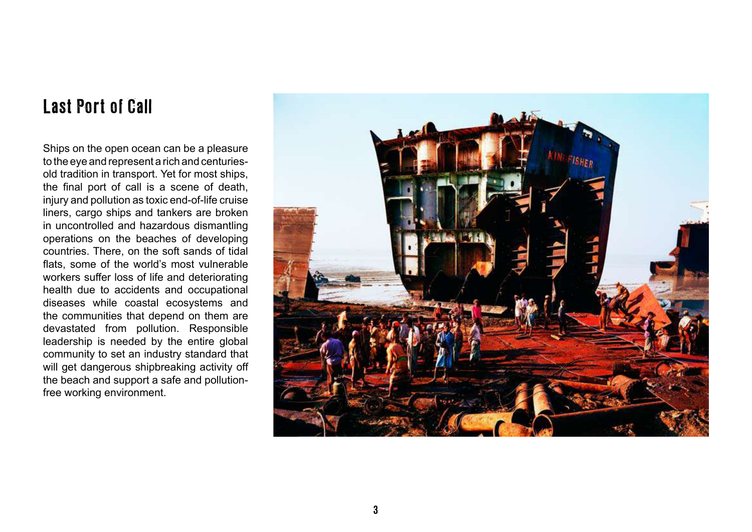# Last Port of Call

Ships on the open ocean can be a pleasure to the eye and represent a rich and centuries-old tradition in transport. Yet for most ships, the final port of call is a scene of death, injury and pollution as toxic end-of-life cruise liners, cargo ships and tankers are broken in uncontrolled and hazardous dismantling operations on the beaches of developing countries. There, on the soft sands of tidal flats, some of the world's most vulnerable workers suffer loss of life and deteriorating health due to accidents and occupational diseases while coastal ecosystems and the communities that depend on them are devastated from pollution. Responsible leadership is needed by the entire global community to set an industry standard that will get dangerous shipbreaking activity off the beach and support a safe and pollution-free working environment.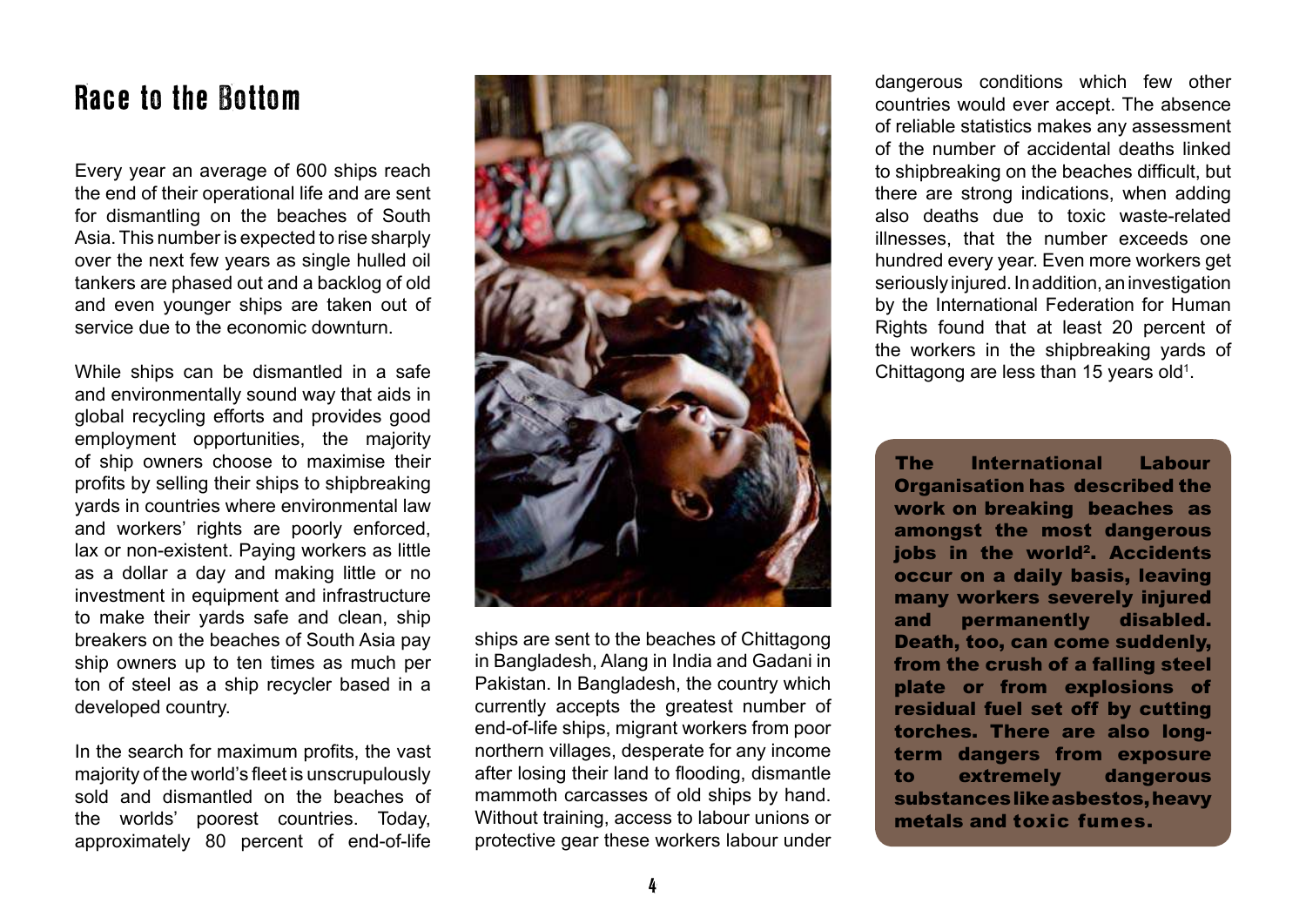# Race to the Bottom

Every year an average of 600 ships reach the end of their operational life and are sent for dismantling on the beaches of South Asia. This number is expected to rise sharply over the next few years as single hulled oil tankers are phased out and a backlog of old and even younger ships are taken out of service due to the economic downturn.

While ships can be dismantled in a safe and environmentally sound way that aids in global recycling efforts and provides good employment opportunities, the majority of ship owners choose to maximise their profits by selling their ships to shipbreaking yards in countries where environmental law and workers' rights are poorly enforced, lax or non-existent. Paying workers as little as a dollar a day and making little or no investment in equipment and infrastructure to make their yards safe and clean, ship breakers on the beaches of South Asia pay ship owners up to ten times as much per ton of steel as a ship recycler based in a developed country.

In the search for maximum profits, the vast majority of the world's fleet is unscrupulously sold and dismantled on the beaches of the worlds' poorest countries. Today, approximately 80 percent of end-of-life ships are sent to the beaches of Chittagong in Bangladesh, Alang in India and Gadani in Pakistan. In Bangladesh, the country which currently accepts the greatest number of end-of-life ships, migrant workers from poor northern villages, desperate for any income after losing their land to flooding, dismantle mammoth carcasses of old ships by hand. Without training, access to labour unions or protective gear these workers labour under dangerous conditions which few other countries would ever accept. The absence of reliable statistics makes any assessment of the number of accidental deaths linked to shipbreaking on the beaches difficult, but there are strong indications, when adding also deaths due to toxic waste-related illnesses, that the number exceeds one hundred every year. Even more workers get seriously injured. In addition, an investigation by the International Federation for Human Rights found that at least 20 percent of the workers in the shipbreaking yards of Chittagong are less than 15 years old[1].

**The International Labour Organisation has described the work on breaking beaches as amongst the most dangerous jobs in the world[2]. Accidents occur on a daily basis, leaving many workers severely injured and permanently disabled. Death, too, can come suddenly, from the crush of a falling steel plate or from explosions of residual fuel set off by cutting torches. There are also long-term dangers from exposure to extremely dangerous substances like asbestos, heavy metals and toxic fumes.**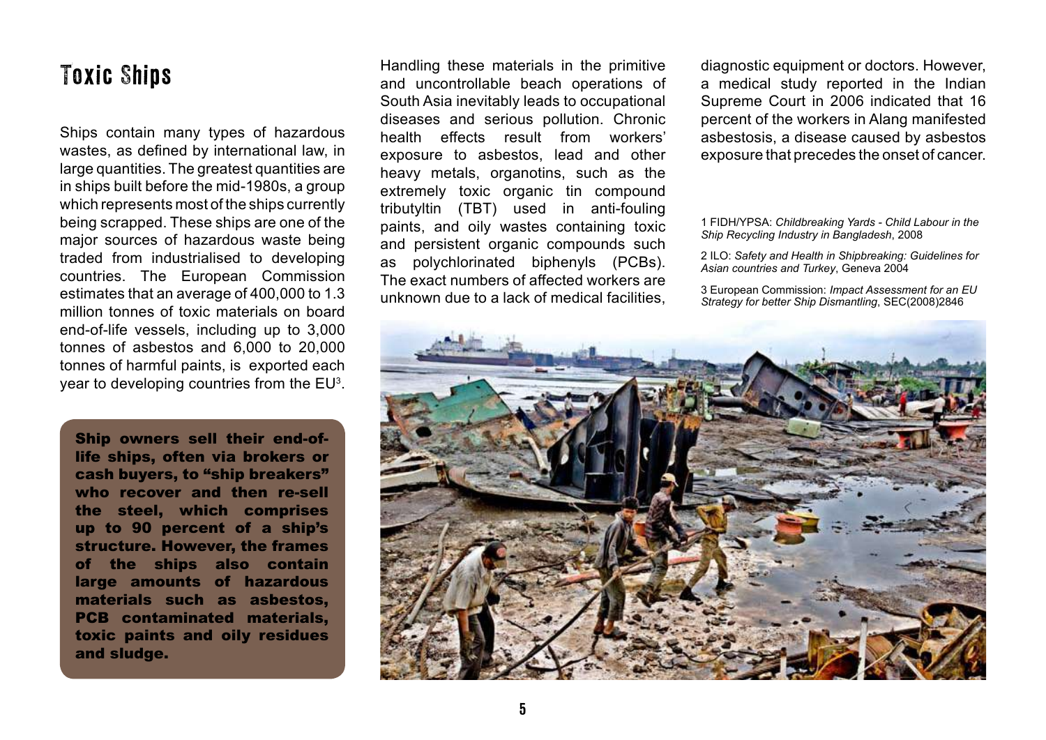# Toxic Ships

Ships contain many types of hazardous wastes, as defined by international law, in large quantities. The greatest quantities are in ships built before the mid-1980s, a group which represents most of the ships currently being scrapped. These ships are one of the major sources of hazardous waste being traded from industrialised to developing countries. The European Commission estimates that an average of 400,000 to 1.3 million tonnes of toxic materials on board end-of-life vessels, including up to 3,000 tonnes of asbestos and 6,000 to 20,000 tonnes of harmful paints, is exported each year to developing countries from the EU[3].

**Ship owners sell their end-of-life ships, often via brokers or cash buyers, to "ship breakers" who recover and then re-sell the steel, which comprises up to 90 percent of a ship's structure. However, the frames of the ships also contain large amounts of hazardous materials such as asbestos, PCB contaminated materials, toxic paints and oily residues and sludge.**

Handling these materials in the primitive and uncontrollable beach operations of South Asia inevitably leads to occupational diseases and serious pollution. Chronic health effects result from workers' exposure to asbestos, lead and other heavy metals, organotins, such as the extremely toxic organic tin compound tributyltin (TBT) used in anti-fouling paints, and oily wastes containing toxic and persistent organic compounds such as polychlorinated biphenyls (PCBs). The exact numbers of affected workers are unknown due to a lack of medical facilities, diagnostic equipment or doctors. However, a medical study reported in the Indian Supreme Court in 2006 indicated that 16 percent of the workers in Alang manifested asbestosis, a disease caused by asbestos exposure that precedes the onset of cancer.

1 FIDH/YPSA: *Childbreaking Yards - Child Labour in the Ship Recycling Industry in Bangladesh*, 2008

2 ILO: *Safety and Health in Shipbreaking: Guidelines for Asian countries and Turkey*, Geneva 2004

3 European Commission: *Impact Assessment for an EU Strategy for better Ship Dismantling*, SEC(2008)2846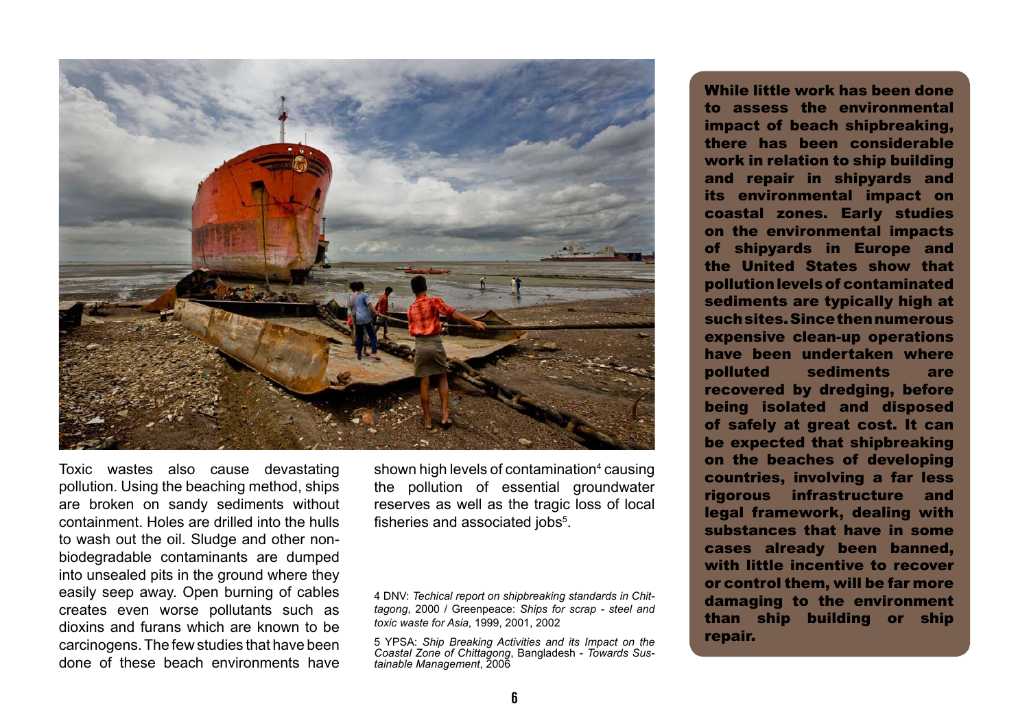Toxic wastes also cause devastating pollution. Using the beaching method, ships are broken on sandy sediments without containment. Holes are drilled into the hulls to wash out the oil. Sludge and other non-biodegradable contaminants are dumped into unsealed pits in the ground where they easily seep away. Open burning of cables creates even worse pollutants such as dioxins and furans which are known to be carcinogens. The few studies that have been done of these beach environments have shown high levels of contamination[4] causing the pollution of essential groundwater reserves as well as the tragic loss of local fisheries and associated jobs[5].

4 DNV: *Techical report on shipbreaking standards in Chittagong*, 2000 / Greenpeace: *Ships for scrap - steel and toxic waste for Asia*, 1999, 2001, 2002

5 YPSA: *Ship Breaking Activities and its Impact on the Coastal Zone of Chittagong*, Bangladesh - *Towards Sustainable Management*, 2006

**While little work has been done to assess the environmental impact of beach shipbreaking, there has been considerable work in relation to ship building and repair in shipyards and its environmental impact on coastal zones. Early studies on the environmental impacts of shipyards in Europe and the United States show that pollution levels of contaminated sediments are typically high at such sites. Since then numerous expensive clean-up operations have been undertaken where polluted sediments are recovered by dredging, before being isolated and disposed of safely at great cost. It can be expected that shipbreaking on the beaches of developing countries, involving a far less rigorous infrastructure and legal framework, dealing with substances that have in some cases already been banned, with little incentive to recover or control them, will be far more damaging to the environment than ship building or ship repair.**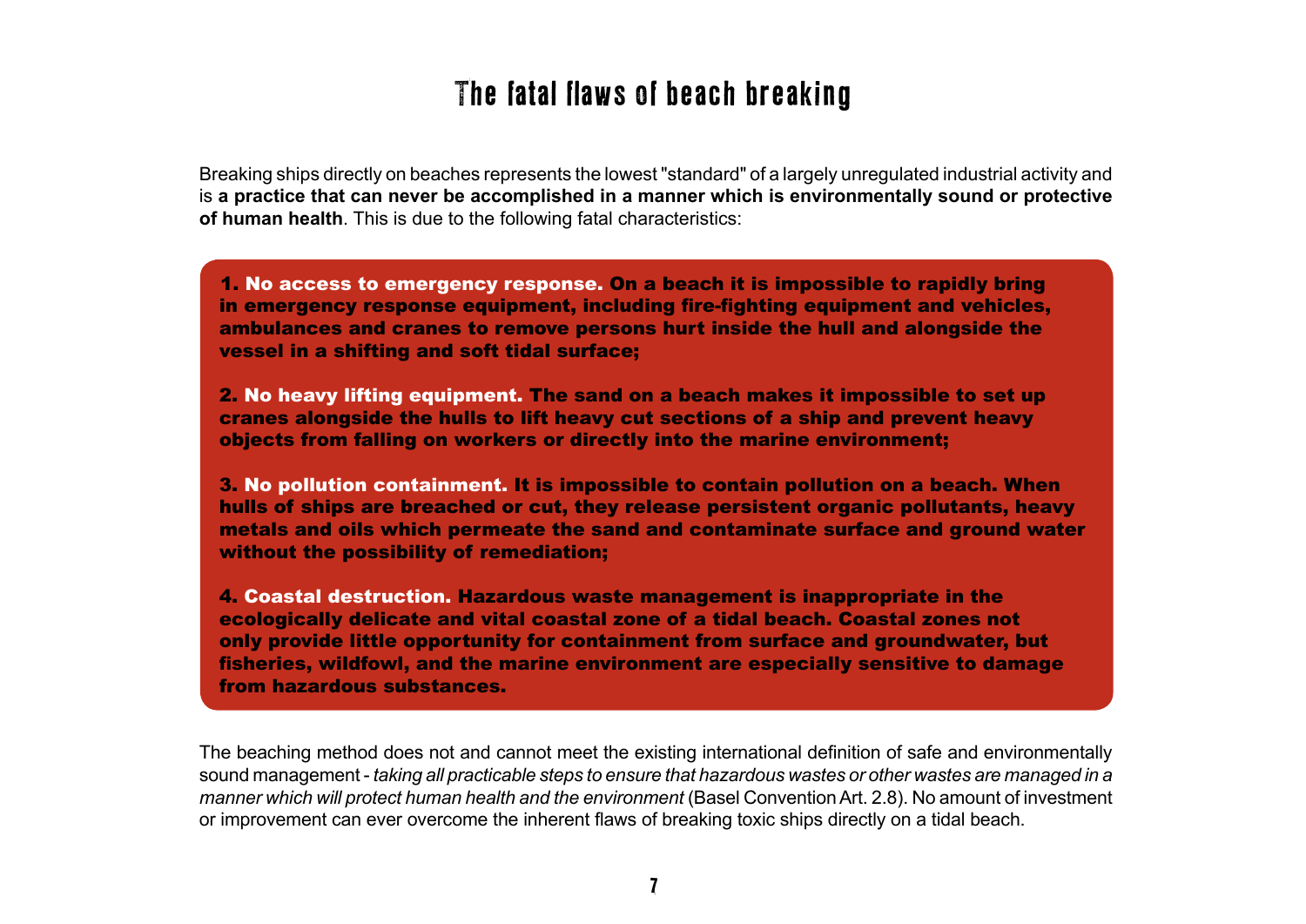# The fatal flaws of beach breaking

Breaking ships directly on beaches represents the lowest "standard" of a largely unregulated industrial activity and is **a practice that can never be accomplished in a manner which is environmentally sound or protective of human health**. This is due to the following fatal characteristics:

**1. No access to emergency response.** On a beach it is impossible to rapidly bring in emergency response equipment, including fire-fighting equipment and vehicles, ambulances and cranes to remove persons hurt inside the hull and alongside the vessel in a shifting and soft tidal surface;

**2. No heavy lifting equipment.** The sand on a beach makes it impossible to set up cranes alongside the hulls to lift heavy cut sections of a ship and prevent heavy objects from falling on workers or directly into the marine environment;

**3. No pollution containment.** It is impossible to contain pollution on a beach. When hulls of ships are breached or cut, they release persistent organic pollutants, heavy metals and oils which permeate the sand and contaminate surface and ground water without the possibility of remediation;

**4. Coastal destruction.** Hazardous waste management is inappropriate in the ecologically delicate and vital coastal zone of a tidal beach. Coastal zones not only provide little opportunity for containment from surface and groundwater, but fisheries, wildfowl, and the marine environment are especially sensitive to damage from hazardous substances.

The beaching method does not and cannot meet the existing international definition of safe and environmentally sound management - *taking all practicable steps to ensure that hazardous wastes or other wastes are managed in a manner which will protect human health and the environment* (Basel Convention Art. 2.8). No amount of investment or improvement can ever overcome the inherent flaws of breaking toxic ships directly on a tidal beach.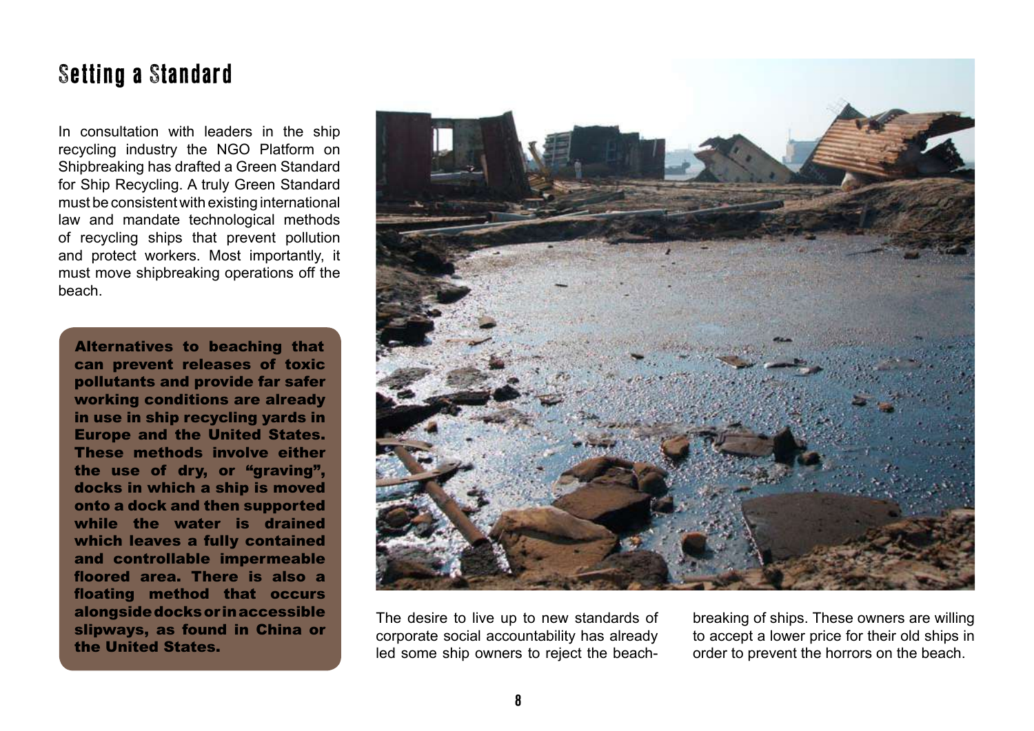# Setting a Standard

In consultation with leaders in the ship recycling industry the NGO Platform on Shipbreaking has drafted a Green Standard for Ship Recycling. A truly Green Standard must be consistent with existing international law and mandate technological methods of recycling ships that prevent pollution and protect workers. Most importantly, it must move shipbreaking operations off the beach.

**Alternatives to beaching that can prevent releases of toxic pollutants and provide far safer working conditions are already in use in ship recycling yards in Europe and the United States. These methods involve either the use of dry, or "graving", docks in which a ship is moved onto a dock and then supported while the water is drained which leaves a fully contained and controllable impermeable floored area. There is also a floating method that occurs alongside docks or in accessible slipways, as found in China or the United States.**

The desire to live up to new standards of corporate social accountability has already led some ship owners to reject the beach-breaking of ships. These owners are willing to accept a lower price for their old ships in order to prevent the horrors on the beach.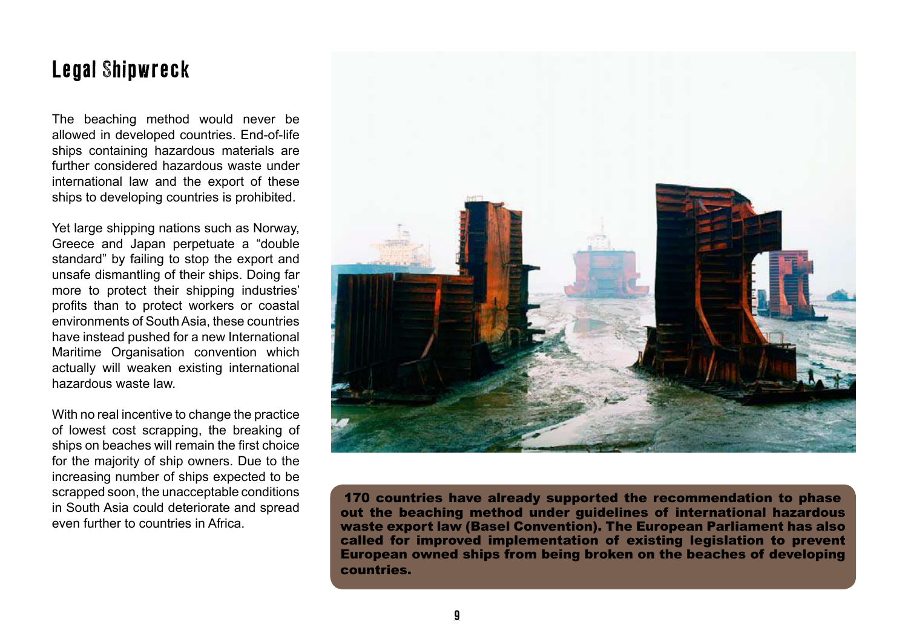# Legal Shipwreck

The beaching method would never be allowed in developed countries. End-of-life ships containing hazardous materials are further considered hazardous waste under international law and the export of these ships to developing countries is prohibited.

Yet large shipping nations such as Norway, Greece and Japan perpetuate a "double standard" by failing to stop the export and unsafe dismantling of their ships. Doing far more to protect their shipping industries' profits than to protect workers or coastal environments of South Asia, these countries have instead pushed for a new International Maritime Organisation convention which actually will weaken existing international hazardous waste law.

With no real incentive to change the practice of lowest cost scrapping, the breaking of ships on beaches will remain the first choice for the majority of ship owners. Due to the increasing number of ships expected to be scrapped soon, the unacceptable conditions in South Asia could deteriorate and spread even further to countries in Africa.

**170 countries have already supported the recommendation to phase out the beaching method under guidelines of international hazardous waste export law (Basel Convention). The European Parliament has also called for improved implementation of existing legislation to prevent European owned ships from being broken on the beaches of developing countries.**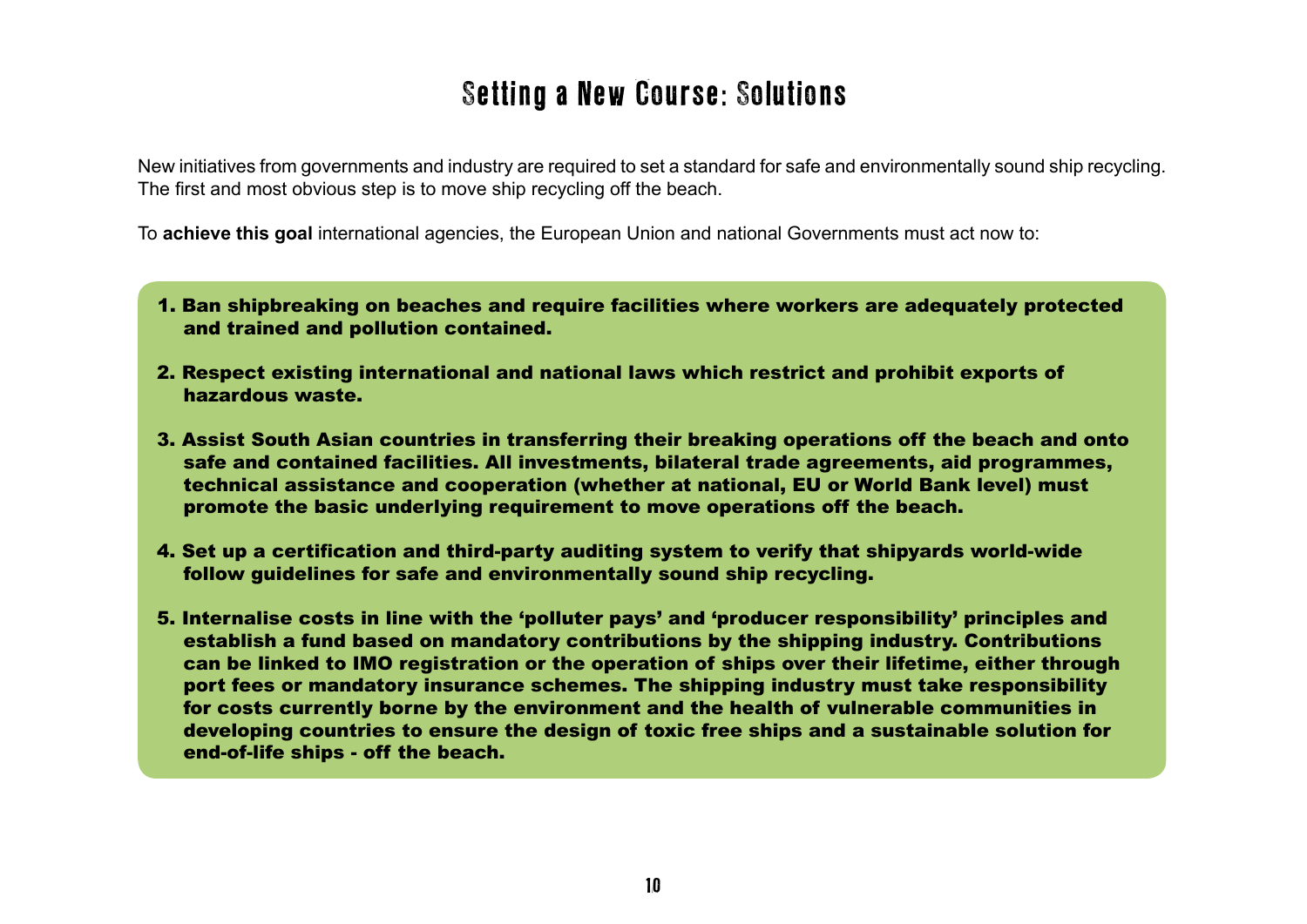# Setting a New Course: Solutions

New initiatives from governments and industry are required to set a standard for safe and environmentally sound ship recycling. The first and most obvious step is to move ship recycling off the beach.

To **achieve this goal** international agencies, the European Union and national Governments must act now to:

1. **Ban shipbreaking on beaches and require facilities where workers are adequately protected and trained and pollution contained.**

2. **Respect existing international and national laws which restrict and prohibit exports of hazardous waste.**

3. **Assist South Asian countries in transferring their breaking operations off the beach and onto safe and contained facilities. All investments, bilateral trade agreements, aid programmes, technical assistance and cooperation (whether at national, EU or World Bank level) must promote the basic underlying requirement to move operations off the beach.**

4. **Set up a certification and third-party auditing system to verify that shipyards world-wide follow guidelines for safe and environmentally sound ship recycling.**

5. **Internalise costs in line with the 'polluter pays' and 'producer responsibility' principles and establish a fund based on mandatory contributions by the shipping industry. Contributions can be linked to IMO registration or the operation of ships over their lifetime, either through port fees or mandatory insurance schemes. The shipping industry must take responsibility for costs currently borne by the environment and the health of vulnerable communities in developing countries to ensure the design of toxic free ships and a sustainable solution for end-of-life ships - off the beach.**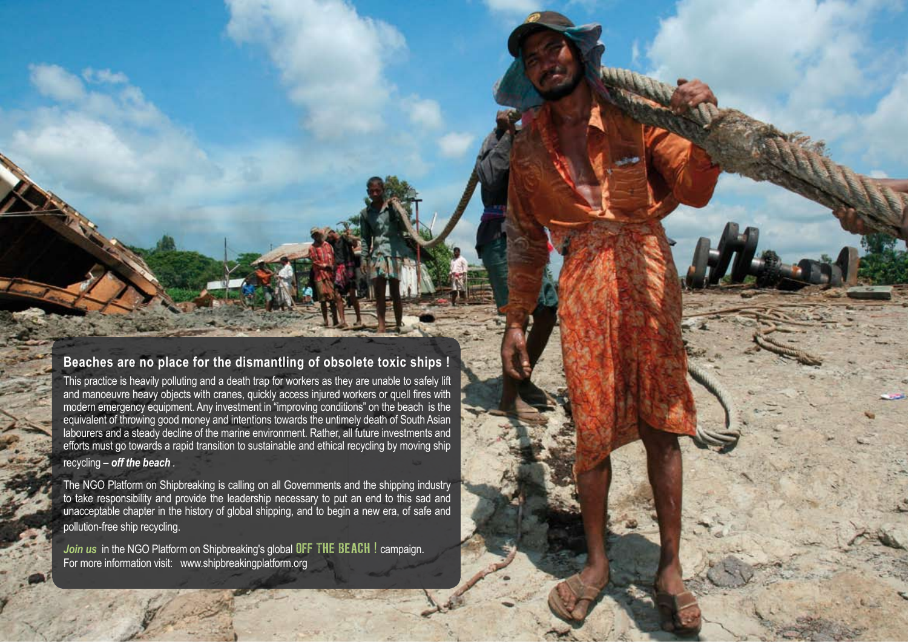## Beaches are no place for the dismantling of obsolete toxic ships !

This practice is heavily polluting and a death trap for workers as they are unable to safely lift and manoeuvre heavy objects with cranes, quickly access injured workers or quell fires with modern emergency equipment. Any investment in "improving conditions" on the beach is the equivalent of throwing good money and intentions towards the untimely death of South Asian labourers and a steady decline of the marine environment. Rather, all future investments and efforts must go towards a rapid transition to sustainable and ethical recycling by moving ship recycling ***– off the beach*** .

The NGO Platform on Shipbreaking is calling on all Governments and the shipping industry to take responsibility and provide the leadership necessary to put an end to this sad and unacceptable chapter in the history of global shipping, and to begin a new era, of safe and pollution-free ship recycling.

***Join us*** in the NGO Platform on Shipbreaking's global **OFF THE BEACH !** campaign.
For more information visit: www.shipbreakingplatform.org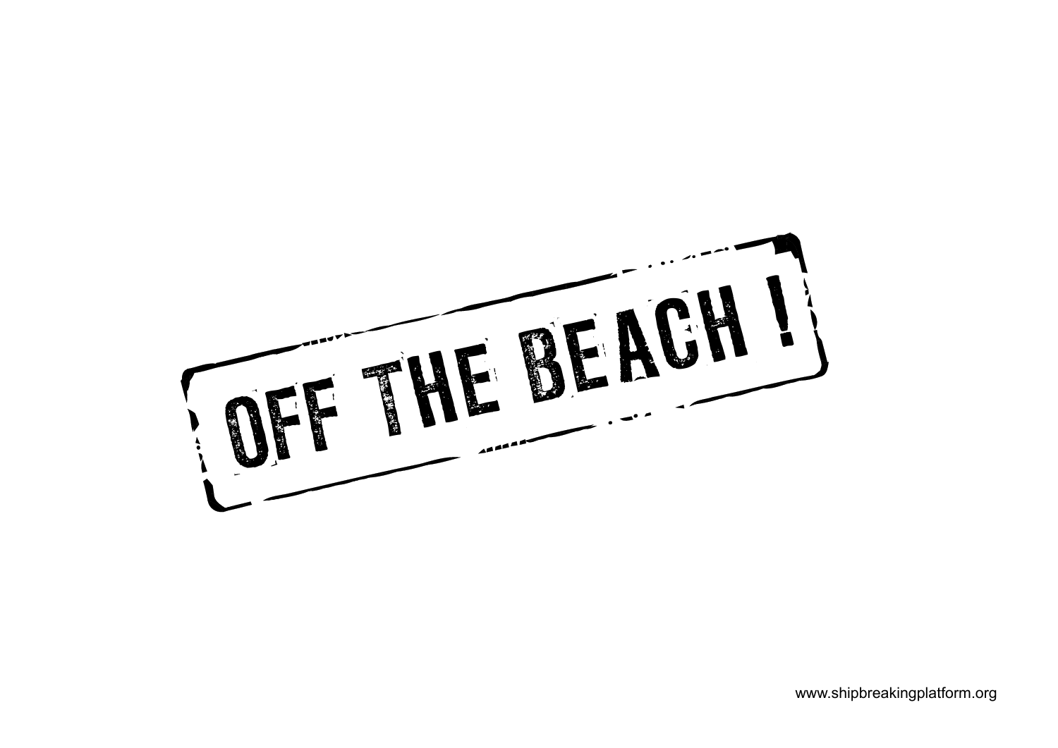OFF THE BEACH !

www.shipbreakingplatform.org